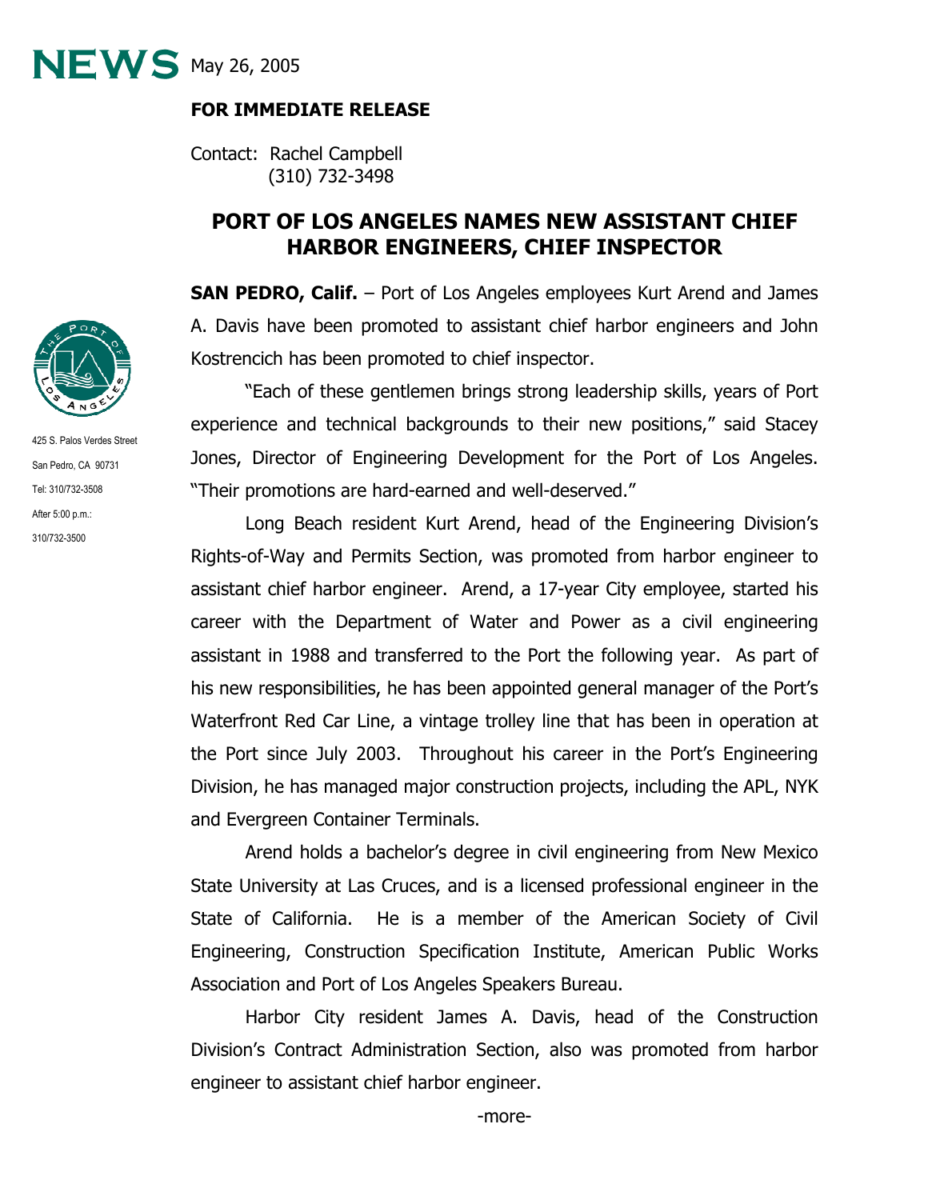**NEWS** May 26, 2005

**FOR IMMEDIATE RELEASE**

Contact: Rachel Campbell
(310) 732-3498

425 S. Palos Verdes Street
San Pedro, CA 90731
Tel: 310/732-3508
After 5:00 p.m.:
310/732-3500

# PORT OF LOS ANGELES NAMES NEW ASSISTANT CHIEF HARBOR ENGINEERS, CHIEF INSPECTOR

**SAN PEDRO, Calif.** – Port of Los Angeles employees Kurt Arend and James A. Davis have been promoted to assistant chief harbor engineers and John Kostrencich has been promoted to chief inspector.

"Each of these gentlemen brings strong leadership skills, years of Port experience and technical backgrounds to their new positions," said Stacey Jones, Director of Engineering Development for the Port of Los Angeles. "Their promotions are hard-earned and well-deserved."

Long Beach resident Kurt Arend, head of the Engineering Division's Rights-of-Way and Permits Section, was promoted from harbor engineer to assistant chief harbor engineer. Arend, a 17-year City employee, started his career with the Department of Water and Power as a civil engineering assistant in 1988 and transferred to the Port the following year. As part of his new responsibilities, he has been appointed general manager of the Port's Waterfront Red Car Line, a vintage trolley line that has been in operation at the Port since July 2003. Throughout his career in the Port's Engineering Division, he has managed major construction projects, including the APL, NYK and Evergreen Container Terminals.

Arend holds a bachelor's degree in civil engineering from New Mexico State University at Las Cruces, and is a licensed professional engineer in the State of California. He is a member of the American Society of Civil Engineering, Construction Specification Institute, American Public Works Association and Port of Los Angeles Speakers Bureau.

Harbor City resident James A. Davis, head of the Construction Division's Contract Administration Section, also was promoted from harbor engineer to assistant chief harbor engineer.

-more-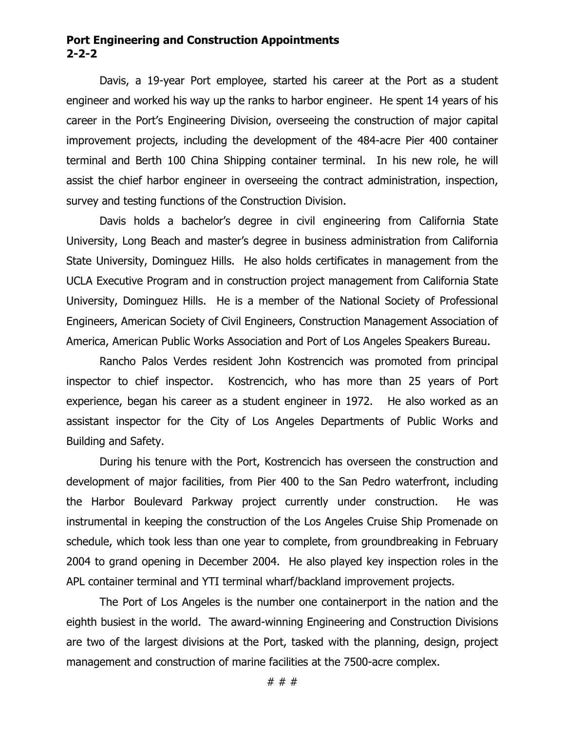Davis, a 19-year Port employee, started his career at the Port as a student engineer and worked his way up the ranks to harbor engineer. He spent 14 years of his career in the Port's Engineering Division, overseeing the construction of major capital improvement projects, including the development of the 484-acre Pier 400 container terminal and Berth 100 China Shipping container terminal. In his new role, he will assist the chief harbor engineer in overseeing the contract administration, inspection, survey and testing functions of the Construction Division.

Davis holds a bachelor's degree in civil engineering from California State University, Long Beach and master's degree in business administration from California State University, Dominguez Hills. He also holds certificates in management from the UCLA Executive Program and in construction project management from California State University, Dominguez Hills. He is a member of the National Society of Professional Engineers, American Society of Civil Engineers, Construction Management Association of America, American Public Works Association and Port of Los Angeles Speakers Bureau.

Rancho Palos Verdes resident John Kostrencich was promoted from principal inspector to chief inspector. Kostrencich, who has more than 25 years of Port experience, began his career as a student engineer in 1972. He also worked as an assistant inspector for the City of Los Angeles Departments of Public Works and Building and Safety.

During his tenure with the Port, Kostrencich has overseen the construction and development of major facilities, from Pier 400 to the San Pedro waterfront, including the Harbor Boulevard Parkway project currently under construction. He was instrumental in keeping the construction of the Los Angeles Cruise Ship Promenade on schedule, which took less than one year to complete, from groundbreaking in February 2004 to grand opening in December 2004. He also played key inspection roles in the APL container terminal and YTI terminal wharf/backland improvement projects.

The Port of Los Angeles is the number one containerport in the nation and the eighth busiest in the world. The award-winning Engineering and Construction Divisions are two of the largest divisions at the Port, tasked with the planning, design, project management and construction of marine facilities at the 7500-acre complex.

# # #